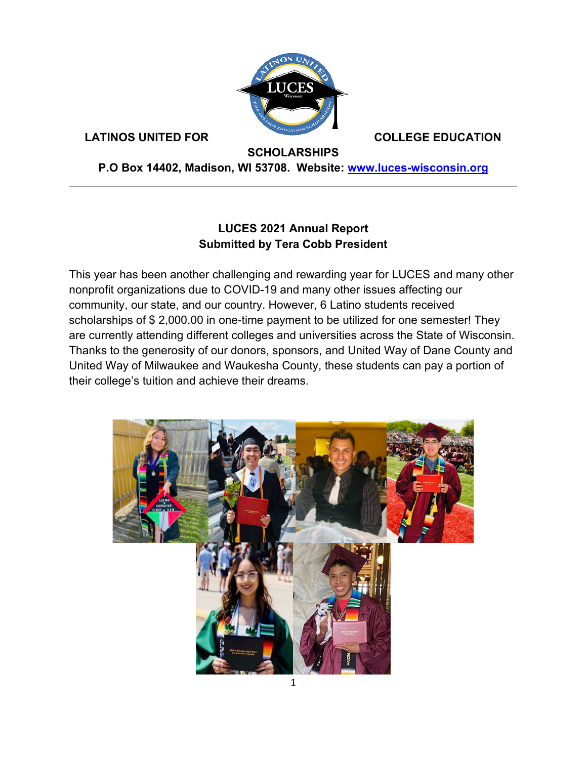**LATINOS UNITED FOR COLLEGE EDUCATION SCHOLARSHIPS**

**P.O Box 14402, Madison, WI 53708. Website: [www.luces-wisconsin.org](http://www.luces-wisconsin.org)**

---

**LUCES 2021 Annual Report**
**Submitted by Tera Cobb President**

This year has been another challenging and rewarding year for LUCES and many other nonprofit organizations due to COVID-19 and many other issues affecting our community, our state, and our country. However, 6 Latino students received scholarships of $ 2,000.00 in one-time payment to be utilized for one semester! They are currently attending different colleges and universities across the State of Wisconsin. Thanks to the generosity of our donors, sponsors, and United Way of Dane County and United Way of Milwaukee and Waukesha County, these students can pay a portion of their college's tuition and achieve their dreams.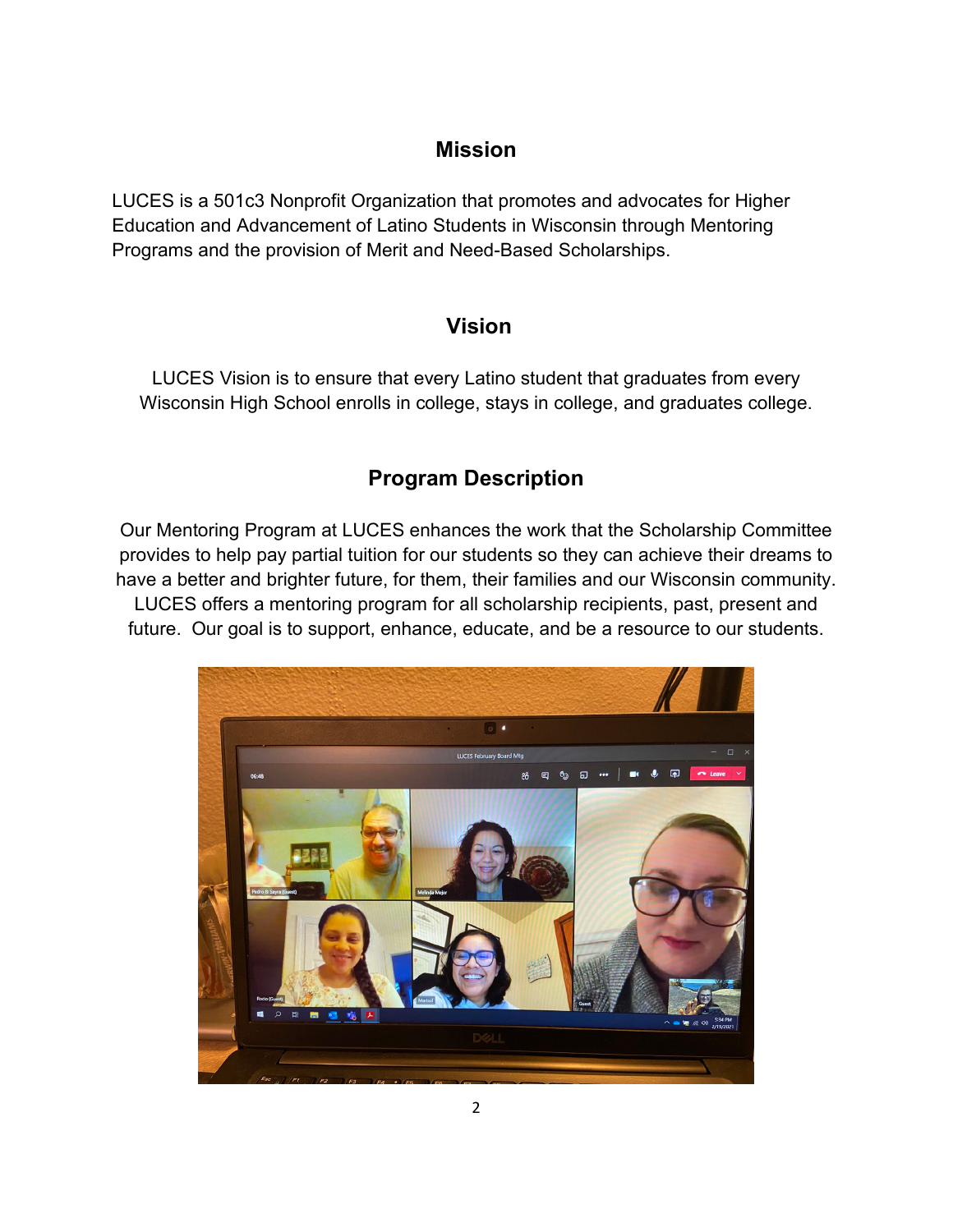## Mission

LUCES is a 501c3 Nonprofit Organization that promotes and advocates for Higher Education and Advancement of Latino Students in Wisconsin through Mentoring Programs and the provision of Merit and Need-Based Scholarships.

## Vision

LUCES Vision is to ensure that every Latino student that graduates from every Wisconsin High School enrolls in college, stays in college, and graduates college.

## Program Description

Our Mentoring Program at LUCES enhances the work that the Scholarship Committee provides to help pay partial tuition for our students so they can achieve their dreams to have a better and brighter future, for them, their families and our Wisconsin community. LUCES offers a mentoring program for all scholarship recipients, past, present and future. Our goal is to support, enhance, educate, and be a resource to our students.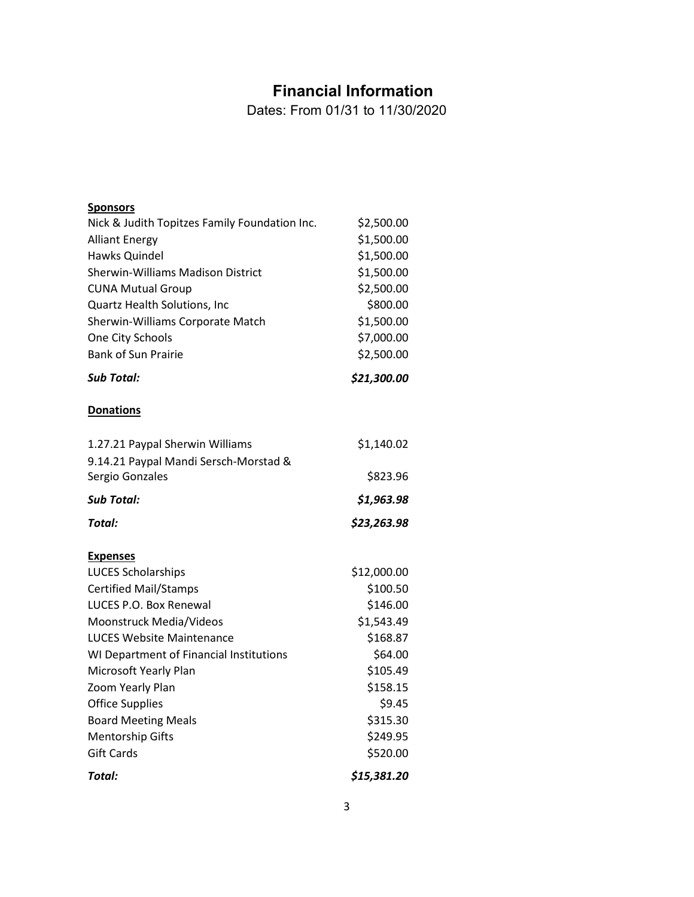# Financial Information

Dates: From 01/31 to 11/30/2020

| **Sponsors** | |
|---|---|
| Nick & Judith Topitzes Family Foundation Inc. | $2,500.00 |
| Alliant Energy | $1,500.00 |
| Hawks Quindel | $1,500.00 |
| Sherwin-Williams Madison District | $1,500.00 |
| CUNA Mutual Group | $2,500.00 |
| Quartz Health Solutions, Inc | $800.00 |
| Sherwin-Williams Corporate Match | $1,500.00 |
| One City Schools | $7,000.00 |
| Bank of Sun Prairie | $2,500.00 |
| ***Sub Total:*** | ***$21,300.00*** |
| **Donations** | |
| 1.27.21 Paypal Sherwin Williams | $1,140.02 |
| 9.14.21 Paypal Mandi Sersch-Morstad & Sergio Gonzales | $823.96 |
| ***Sub Total:*** | ***$1,963.98*** |
| ***Total:*** | ***$23,263.98*** |
| **Expenses** | |
| LUCES Scholarships | $12,000.00 |
| Certified Mail/Stamps | $100.50 |
| LUCES P.O. Box Renewal | $146.00 |
| Moonstruck Media/Videos | $1,543.49 |
| LUCES Website Maintenance | $168.87 |
| WI Department of Financial Institutions | $64.00 |
| Microsoft Yearly Plan | $105.49 |
| Zoom Yearly Plan | $158.15 |
| Office Supplies | $9.45 |
| Board Meeting Meals | $315.30 |
| Mentorship Gifts | $249.95 |
| Gift Cards | $520.00 |
| ***Total:*** | ***$15,381.20*** |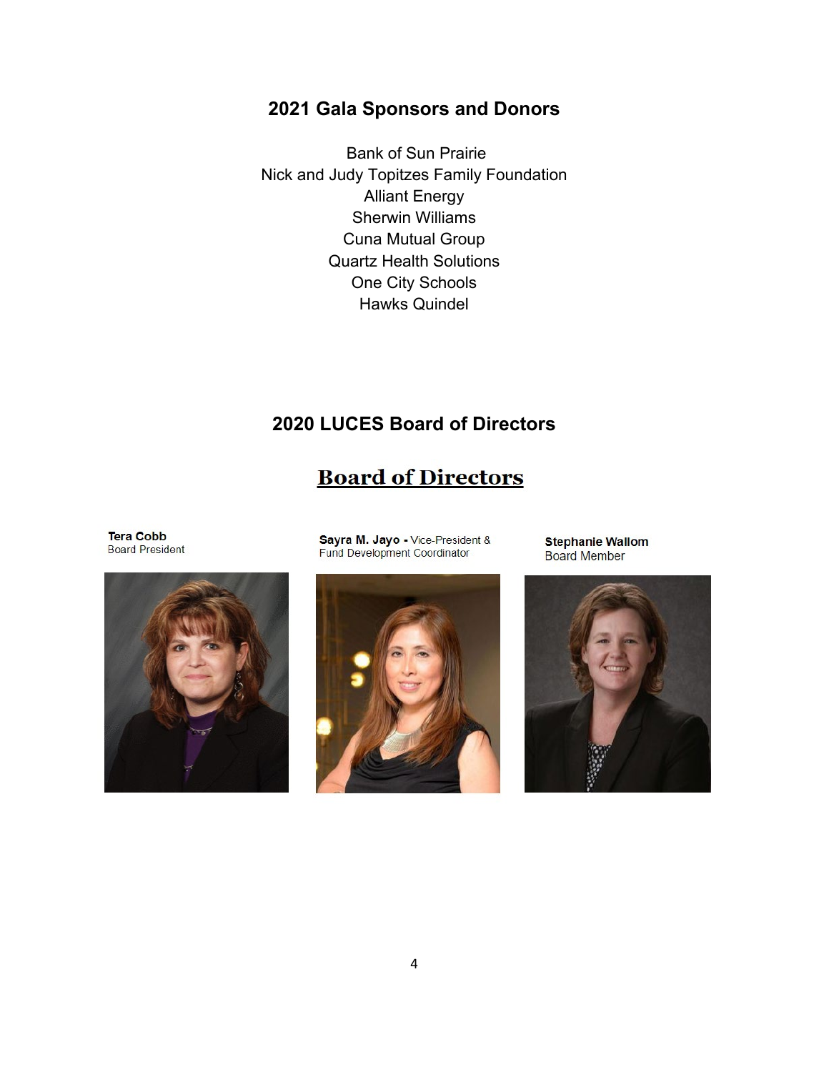## 2021 Gala Sponsors and Donors

Bank of Sun Prairie
Nick and Judy Topitzes Family Foundation
Alliant Energy
Sherwin Williams
Cuna Mutual Group
Quartz Health Solutions
One City Schools
Hawks Quindel

## 2020 LUCES Board of Directors

## Board of Directors

**Tera Cobb**
Board President

**Sayra M. Jayo** - Vice-President & Fund Development Coordinator

**Stephanie Wallom**
Board Member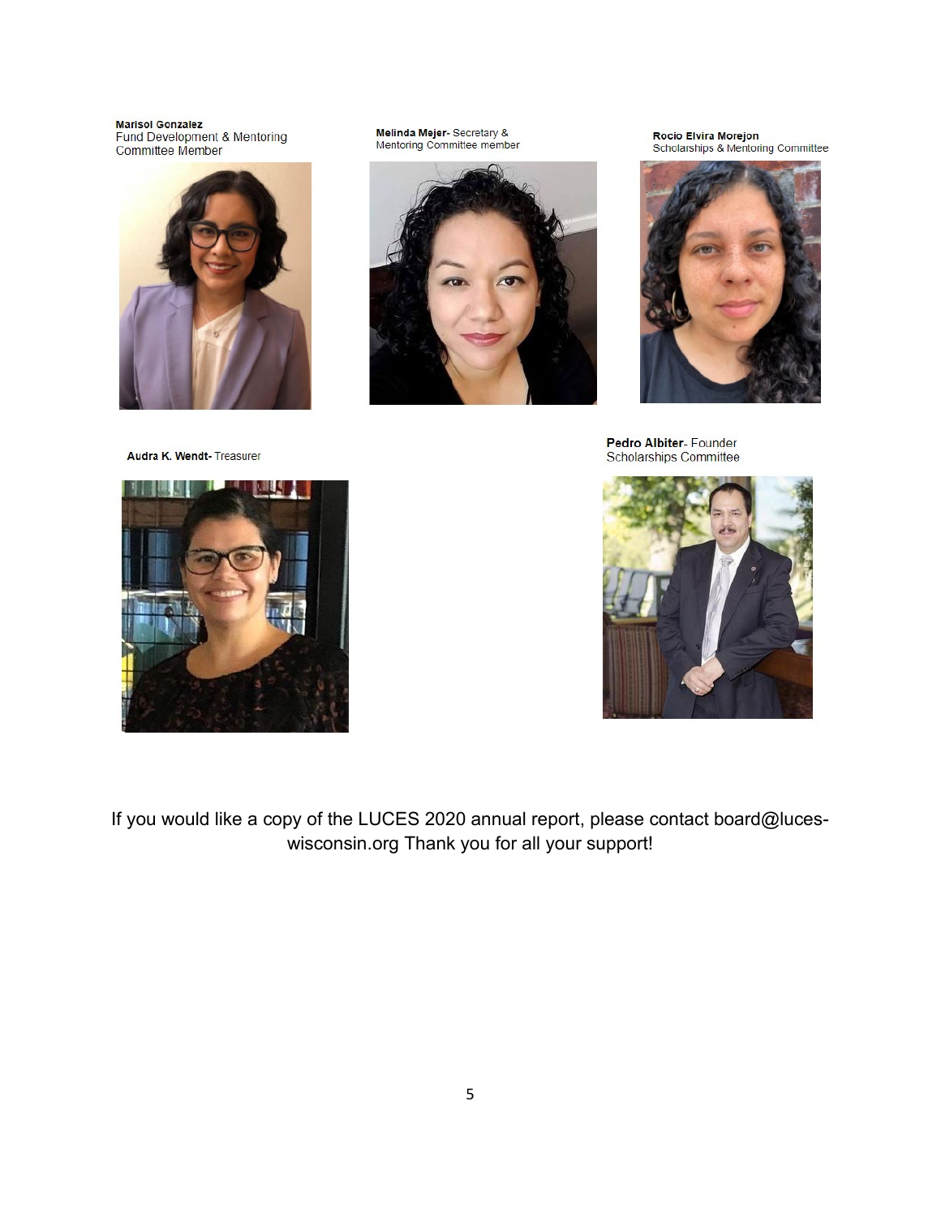**Marisol Gonzalez**
Fund Development & Mentoring Committee Member

**Melinda Mejer**- Secretary & Mentoring Committee member

**Rocio Elvira Morejon**
Scholarships & Mentoring Committee

**Audra K. Wendt**- Treasurer

**Pedro Albiter**- Founder
Scholarships Committee

If you would like a copy of the LUCES 2020 annual report, please contact board@luces-wisconsin.org Thank you for all your support!